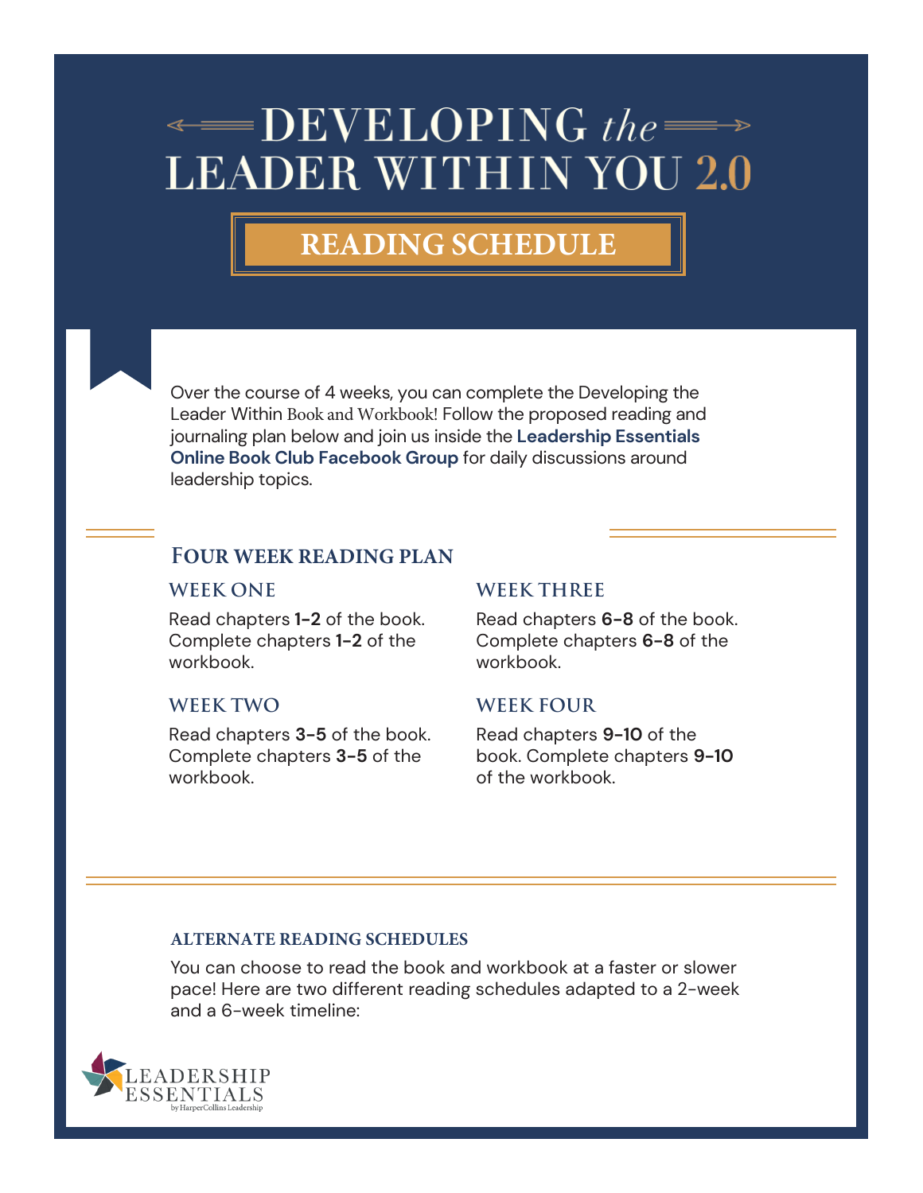# DEVELOPING *the* LEADER WITHIN YOU 2.0

## READING SCHEDULE

Over the course of 4 weeks, you can complete the Developing the Leader Within Book and Workbook! Follow the proposed reading and journaling plan below and join us inside the **Leadership Essentials Online Book Club Facebook Group** for daily discussions around leadership topics.

## FOUR WEEK READING PLAN

### WEEK ONE

Read chapters **1-2** of the book. Complete chapters **1-2** of the workbook.

### WEEK TWO

Read chapters **3-5** of the book. Complete chapters **3-5** of the workbook.

### WEEK THREE

Read chapters **6-8** of the book. Complete chapters **6-8** of the workbook.

### WEEK FOUR

Read chapters **9-10** of the book. Complete chapters **9-10** of the workbook.

### ALTERNATE READING SCHEDULES

You can choose to read the book and workbook at a faster or slower pace! Here are two different reading schedules adapted to a 2-week and a 6-week timeline:

LEADERSHIP ESSENTIALS by HarperCollins Leadership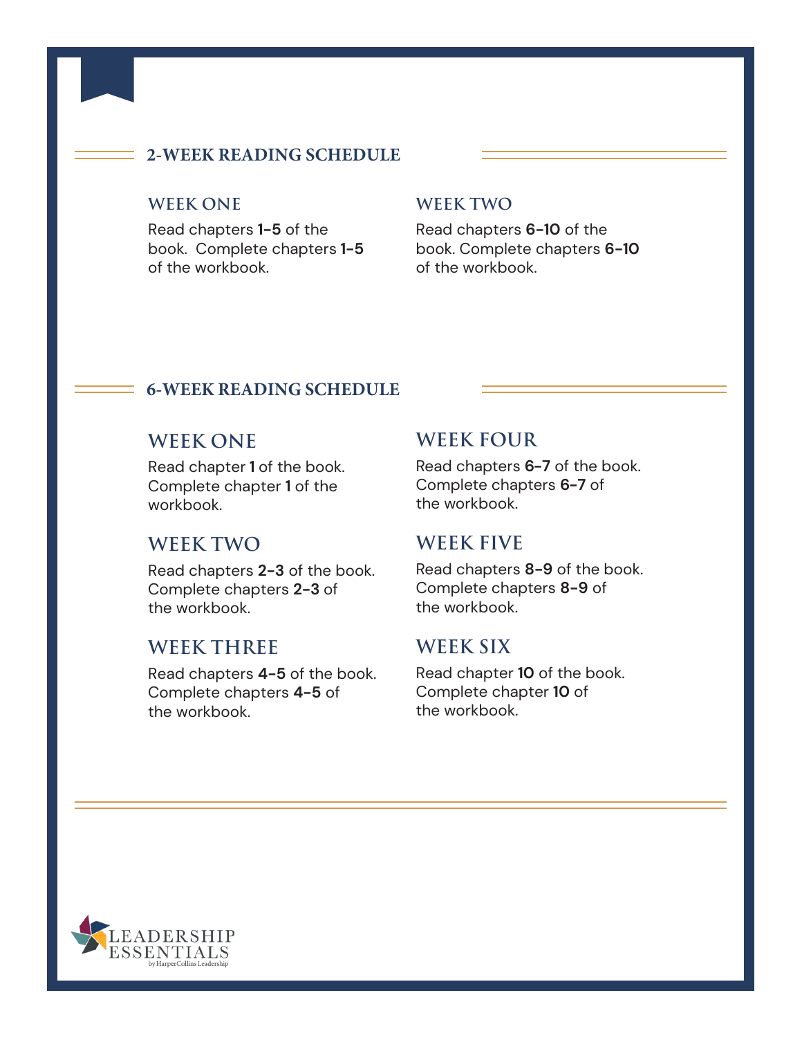## 2-WEEK READING SCHEDULE

### WEEK ONE

Read chapters **1-5** of the book. Complete chapters **1-5** of the workbook.

### WEEK TWO

Read chapters **6-10** of the book. Complete chapters **6-10** of the workbook.

## 6-WEEK READING SCHEDULE

### WEEK ONE

Read chapter **1** of the book. Complete chapter **1** of the workbook.

### WEEK TWO

Read chapters **2-3** of the book. Complete chapters **2-3** of the workbook.

### WEEK THREE

Read chapters **4-5** of the book. Complete chapters **4-5** of the workbook.

### WEEK FOUR

Read chapters **6-7** of the book. Complete chapters **6-7** of the workbook.

### WEEK FIVE

Read chapters **8-9** of the book. Complete chapters **8-9** of the workbook.

### WEEK SIX

Read chapter **10** of the book. Complete chapter **10** of the workbook.

LEADERSHIP ESSENTIALS by HarperCollins Leadership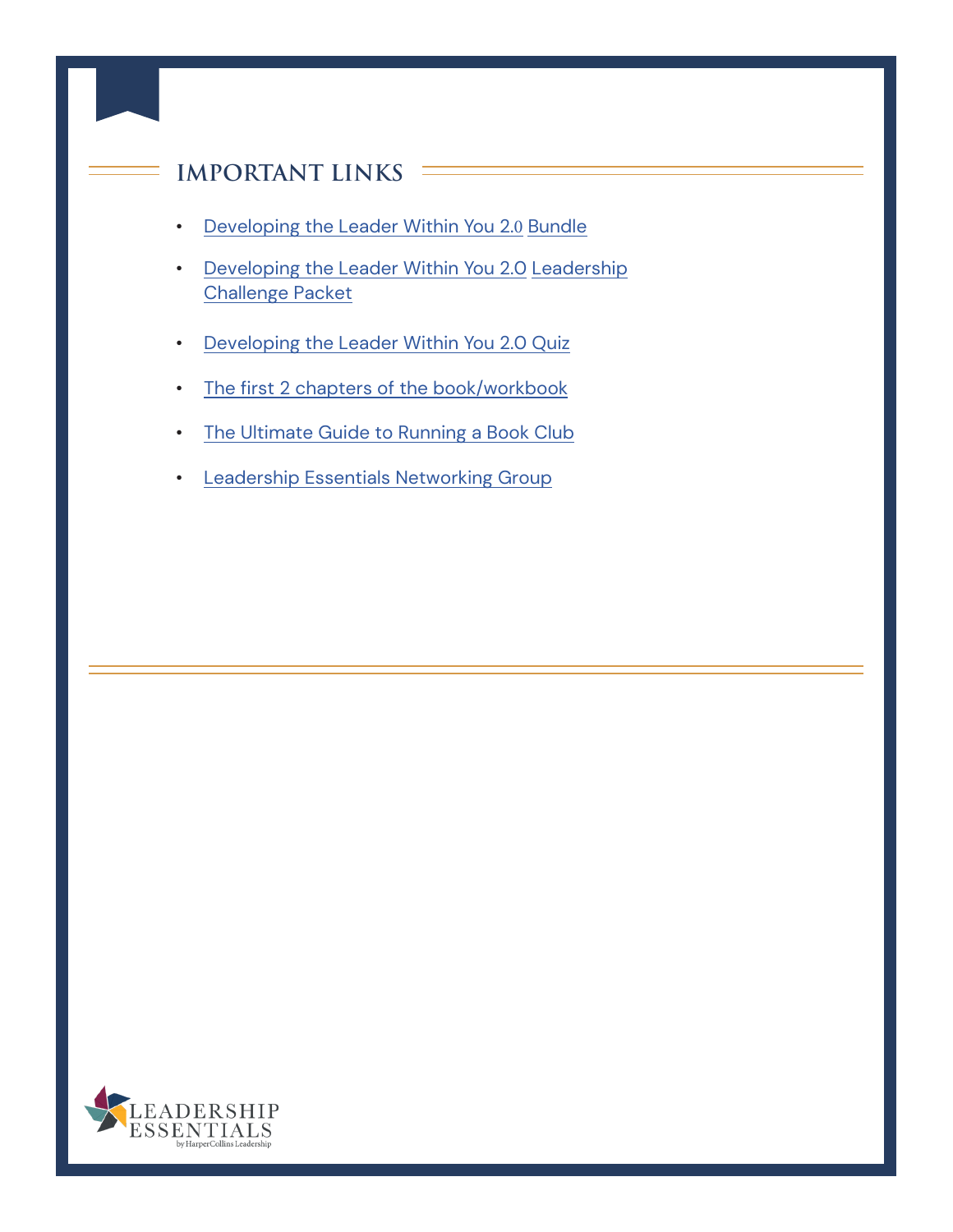## IMPORTANT LINKS

- Developing the Leader Within You 2.0 Bundle
- Developing the Leader Within You 2.0 Leadership Challenge Packet
- Developing the Leader Within You 2.0 Quiz
- The first 2 chapters of the book/workbook
- The Ultimate Guide to Running a Book Club
- Leadership Essentials Networking Group

LEADERSHIP ESSENTIALS
by HarperCollins Leadership